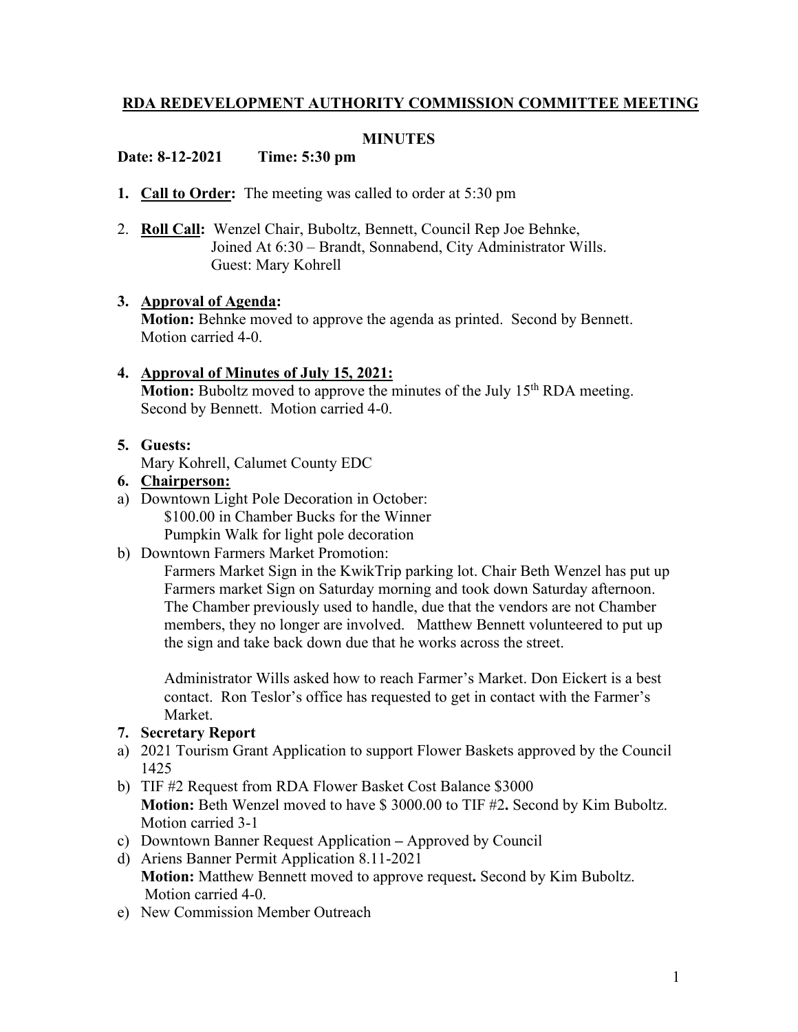# RDA REDEVELOPMENT AUTHORITY COMMISSION COMMITTEE MEETING

## MINUTES

**Date: 8-12-2021 Time: 5:30 pm**

1. **Call to Order:** The meeting was called to order at 5:30 pm

2. **Roll Call:** Wenzel Chair, Buboltz, Bennett, Council Rep Joe Behnke,
   Joined At 6:30 – Brandt, Sonnabend, City Administrator Wills.
   Guest: Mary Kohrell

3. **Approval of Agenda:**
   **Motion:** Behnke moved to approve the agenda as printed. Second by Bennett. Motion carried 4-0.

4. **Approval of Minutes of July 15, 2021:**
   **Motion:** Buboltz moved to approve the minutes of the July 15th RDA meeting. Second by Bennett. Motion carried 4-0.

5. **Guests:**
   Mary Kohrell, Calumet County EDC

6. **Chairperson:**

a) Downtown Light Pole Decoration in October:
   $100.00 in Chamber Bucks for the Winner
   Pumpkin Walk for light pole decoration

b) Downtown Farmers Market Promotion:
   Farmers Market Sign in the KwikTrip parking lot. Chair Beth Wenzel has put up Farmers market Sign on Saturday morning and took down Saturday afternoon. The Chamber previously used to handle, due that the vendors are not Chamber members, they no longer are involved. Matthew Bennett volunteered to put up the sign and take back down due that he works across the street.

   Administrator Wills asked how to reach Farmer's Market. Don Eickert is a best contact. Ron Teslor's office has requested to get in contact with the Farmer's Market.

7. **Secretary Report**

a) 2021 Tourism Grant Application to support Flower Baskets approved by the Council 1425

b) TIF #2 Request from RDA Flower Basket Cost Balance $3000
   **Motion:** Beth Wenzel moved to have $ 3000.00 to TIF #2**.** Second by Kim Buboltz. Motion carried 3-1

c) Downtown Banner Request Application **–** Approved by Council

d) Ariens Banner Permit Application 8.11-2021
   **Motion:** Matthew Bennett moved to approve request**.** Second by Kim Buboltz. Motion carried 4-0.

e) New Commission Member Outreach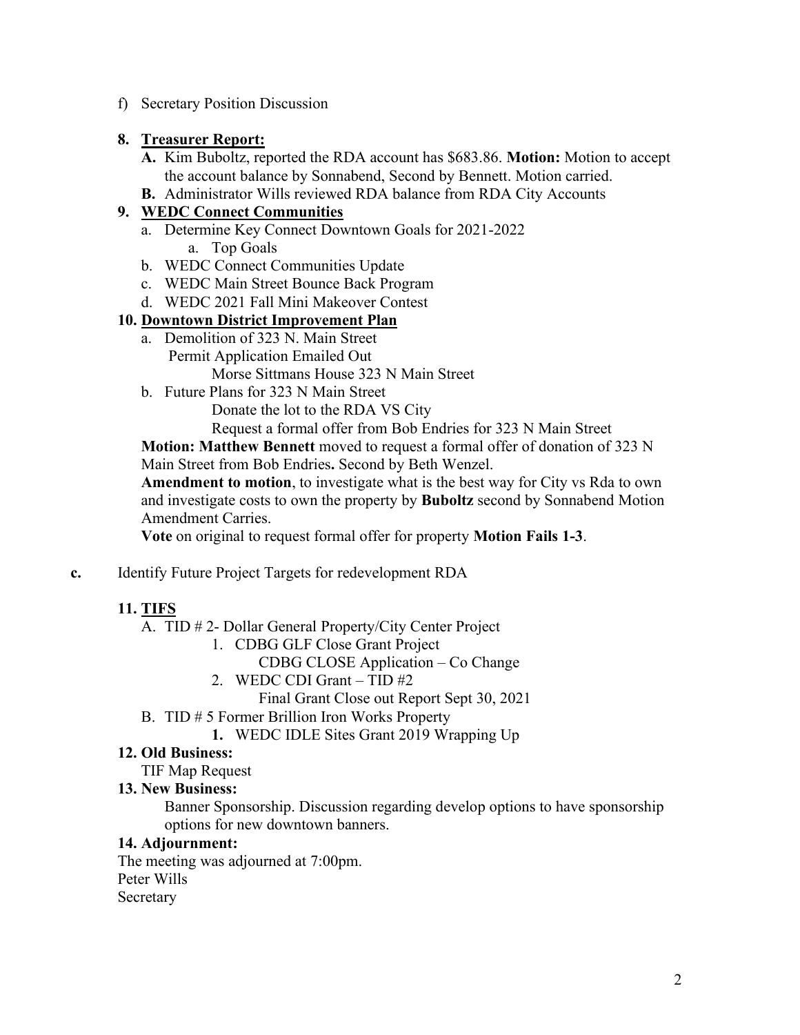f) Secretary Position Discussion

8. **Treasurer Report:**
   - **A.** Kim Buboltz, reported the RDA account has $683.86. **Motion:** Motion to accept the account balance by Sonnabend, Second by Bennett. Motion carried.
   - **B.** Administrator Wills reviewed RDA balance from RDA City Accounts

9. **WEDC Connect Communities**
   - a. Determine Key Connect Downtown Goals for 2021-2022
     - a. Top Goals
   - b. WEDC Connect Communities Update
   - c. WEDC Main Street Bounce Back Program
   - d. WEDC 2021 Fall Mini Makeover Contest

10. **Downtown District Improvement Plan**
    - a. Demolition of 323 N. Main Street
      Permit Application Emailed Out
      Morse Sittmans House 323 N Main Street
    - b. Future Plans for 323 N Main Street
      Donate the lot to the RDA VS City
      Request a formal offer from Bob Endries for 323 N Main Street

    **Motion: Matthew Bennett** moved to request a formal offer of donation of 323 N Main Street from Bob Endries**.** Second by Beth Wenzel.

    **Amendment to motion**, to investigate what is the best way for City vs Rda to own and investigate costs to own the property by **Buboltz** second by Sonnabend Motion Amendment Carries.

    **Vote** on original to request formal offer for property **Motion Fails 1-3**.

**c.** Identify Future Project Targets for redevelopment RDA

11. **TIFS**
    - A. TID # 2- Dollar General Property/City Center Project
      1. CDBG GLF Close Grant Project
         CDBG CLOSE Application – Co Change
      2. WEDC CDI Grant – TID #2
         Final Grant Close out Report Sept 30, 2021
    - B. TID # 5 Former Brillion Iron Works Property
      1. WEDC IDLE Sites Grant 2019 Wrapping Up

12. **Old Business:**
    TIF Map Request

13. **New Business:**
    Banner Sponsorship. Discussion regarding develop options to have sponsorship options for new downtown banners.

14. **Adjournment:**

The meeting was adjourned at 7:00pm.
Peter Wills
Secretary